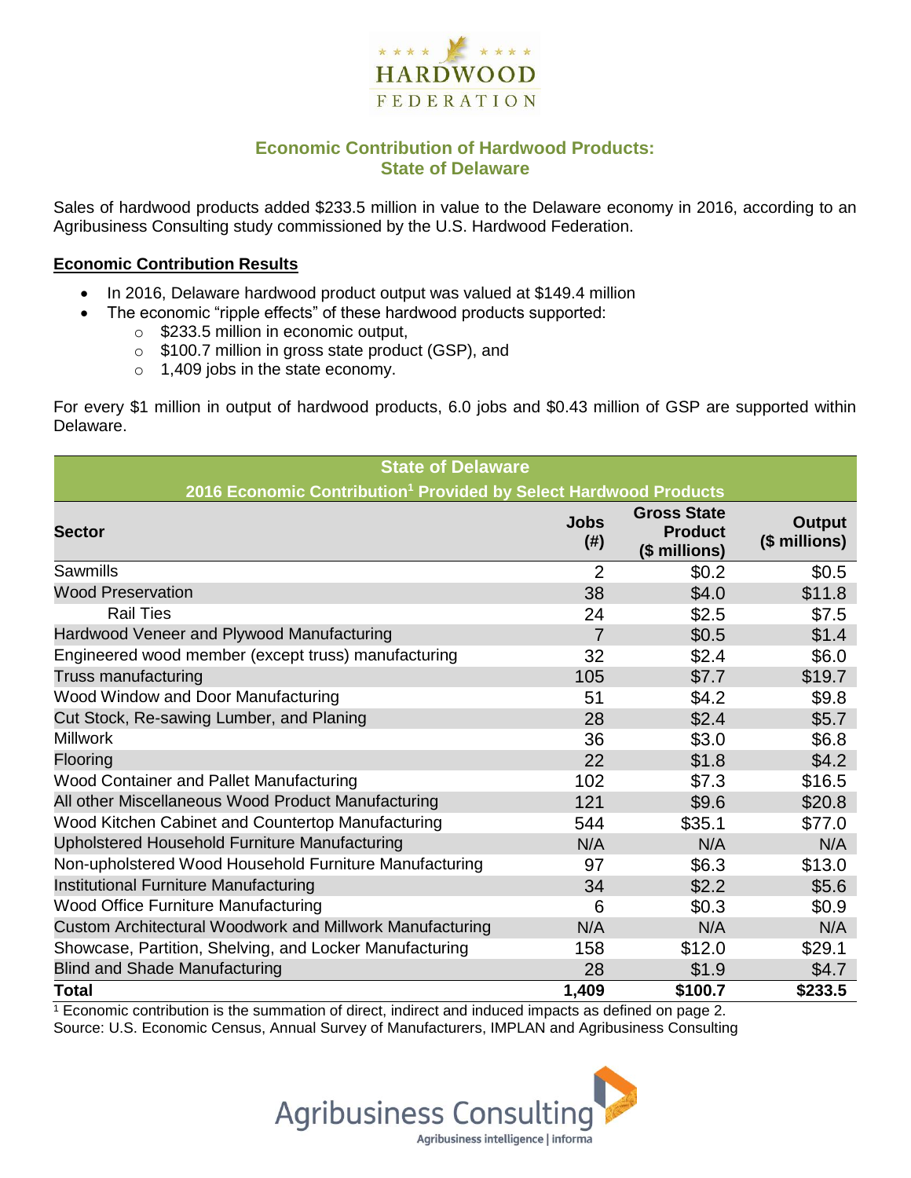HARDWOOD FEDERATION

# Economic Contribution of Hardwood Products: State of Delaware

Sales of hardwood products added $233.5 million in value to the Delaware economy in 2016, according to an Agribusiness Consulting study commissioned by the U.S. Hardwood Federation.

## Economic Contribution Results

- In 2016, Delaware hardwood product output was valued at $149.4 million
- The economic "ripple effects" of these hardwood products supported:
  - $233.5 million in economic output,
  - $100.7 million in gross state product (GSP), and
  - 1,409 jobs in the state economy.

For every $1 million in output of hardwood products, 6.0 jobs and $0.43 million of GSP are supported within Delaware.

**State of Delaware**
**2016 Economic Contribution[1] Provided by Select Hardwood Products**

| Sector | Jobs (#) | Gross State Product ($ millions) | Output ($ millions) |
|---|---|---|---|
| Sawmills | 2 | $0.2 | $0.5 |
| Wood Preservation | 38 | $4.0 | $11.8 |
| Rail Ties | 24 | $2.5 | $7.5 |
| Hardwood Veneer and Plywood Manufacturing | 7 | $0.5 | $1.4 |
| Engineered wood member (except truss) manufacturing | 32 | $2.4 | $6.0 |
| Truss manufacturing | 105 | $7.7 | $19.7 |
| Wood Window and Door Manufacturing | 51 | $4.2 | $9.8 |
| Cut Stock, Re-sawing Lumber, and Planing | 28 | $2.4 | $5.7 |
| Millwork | 36 | $3.0 | $6.8 |
| Flooring | 22 | $1.8 | $4.2 |
| Wood Container and Pallet Manufacturing | 102 | $7.3 | $16.5 |
| All other Miscellaneous Wood Product Manufacturing | 121 | $9.6 | $20.8 |
| Wood Kitchen Cabinet and Countertop Manufacturing | 544 | $35.1 | $77.0 |
| Upholstered Household Furniture Manufacturing | N/A | N/A | N/A |
| Non-upholstered Wood Household Furniture Manufacturing | 97 | $6.3 | $13.0 |
| Institutional Furniture Manufacturing | 34 | $2.2 | $5.6 |
| Wood Office Furniture Manufacturing | 6 | $0.3 | $0.9 |
| Custom Architectural Woodwork and Millwork Manufacturing | N/A | N/A | N/A |
| Showcase, Partition, Shelving, and Locker Manufacturing | 158 | $12.0 | $29.1 |
| Blind and Shade Manufacturing | 28 | $1.9 | $4.7 |
| **Total** | **1,409** | **$100.7** | **$233.5** |

[1] Economic contribution is the summation of direct, indirect and induced impacts as defined on page 2.
Source: U.S. Economic Census, Annual Survey of Manufacturers, IMPLAN and Agribusiness Consulting

Agribusiness Consulting
Agribusiness intelligence | informa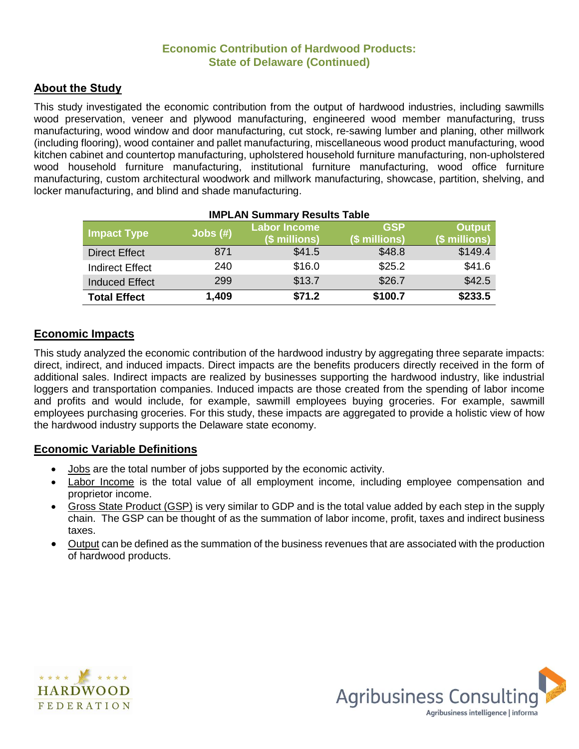## Economic Contribution of Hardwood Products: State of Delaware (Continued)

## About the Study

This study investigated the economic contribution from the output of hardwood industries, including sawmills wood preservation, veneer and plywood manufacturing, engineered wood member manufacturing, truss manufacturing, wood window and door manufacturing, cut stock, re-sawing lumber and planing, other millwork (including flooring), wood container and pallet manufacturing, miscellaneous wood product manufacturing, wood kitchen cabinet and countertop manufacturing, upholstered household furniture manufacturing, non-upholstered wood household furniture manufacturing, institutional furniture manufacturing, wood office furniture manufacturing, custom architectural woodwork and millwork manufacturing, showcase, partition, shelving, and locker manufacturing, and blind and shade manufacturing.

**IMPLAN Summary Results Table**

| Impact Type | Jobs (#) | Labor Income ($ millions) | GSP ($ millions) | Output ($ millions) |
|---|---|---|---|---|
| Direct Effect | 871 | $41.5 | $48.8 | $149.4 |
| Indirect Effect | 240 | $16.0 | $25.2 | $41.6 |
| Induced Effect | 299 | $13.7 | $26.7 | $42.5 |
| **Total Effect** | **1,409** | **$71.2** | **$100.7** | **$233.5** |

## Economic Impacts

This study analyzed the economic contribution of the hardwood industry by aggregating three separate impacts: direct, indirect, and induced impacts. Direct impacts are the benefits producers directly received in the form of additional sales. Indirect impacts are realized by businesses supporting the hardwood industry, like industrial loggers and transportation companies. Induced impacts are those created from the spending of labor income and profits and would include, for example, sawmill employees buying groceries. For example, sawmill employees purchasing groceries. For this study, these impacts are aggregated to provide a holistic view of how the hardwood industry supports the Delaware state economy.

## Economic Variable Definitions

- Jobs are the total number of jobs supported by the economic activity.
- Labor Income is the total value of all employment income, including employee compensation and proprietor income.
- Gross State Product (GSP) is very similar to GDP and is the total value added by each step in the supply chain. The GSP can be thought of as the summation of labor income, profit, taxes and indirect business taxes.
- Output can be defined as the summation of the business revenues that are associated with the production of hardwood products.

HARDWOOD FEDERATION

Agribusiness Consulting
Agribusiness intelligence | informa